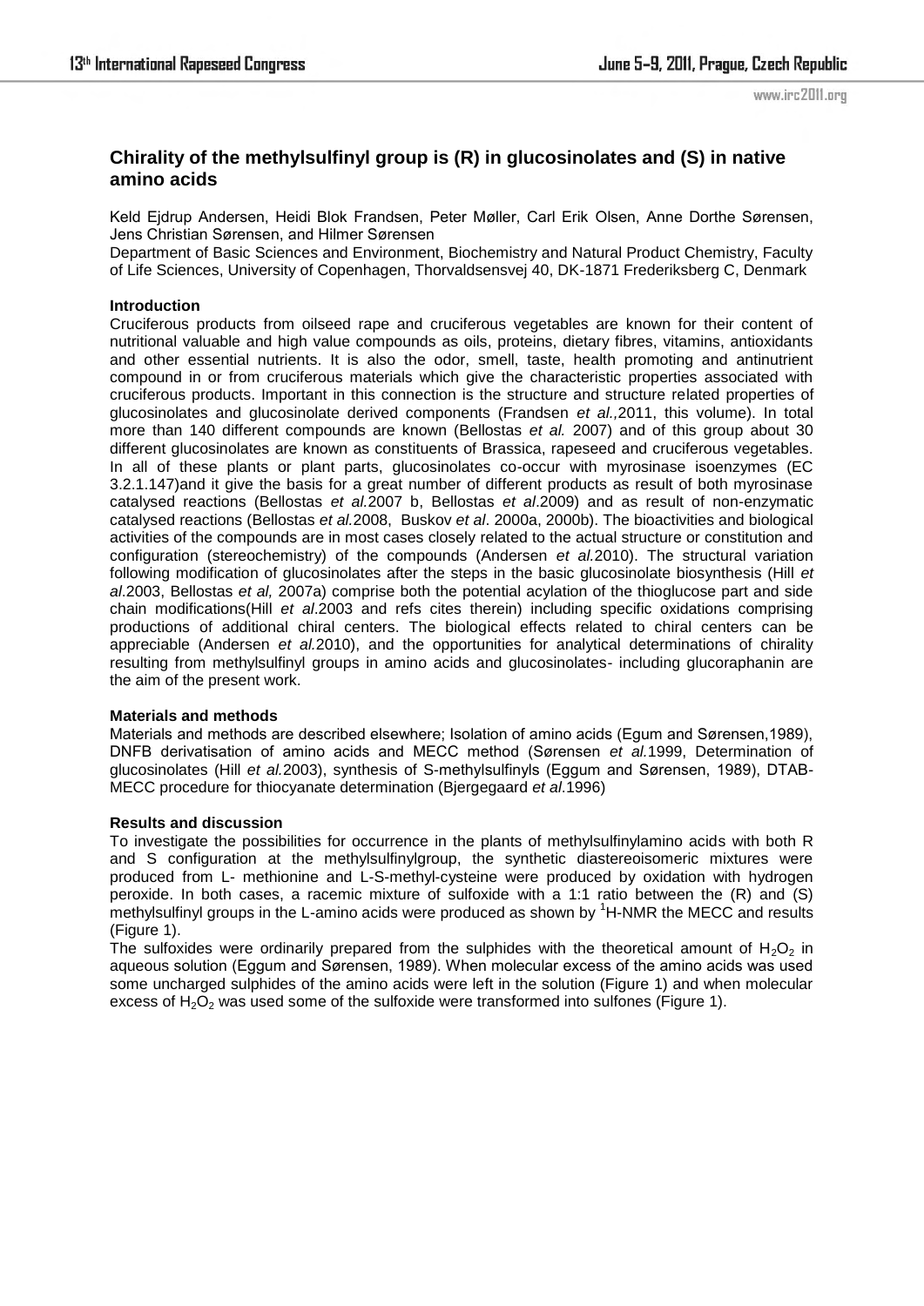# Chirality of the methylsulfinyl group is (R) in glucosinolates and (S) in native amino acids

Keld Ejdrup Andersen, Heidi Blok Frandsen, Peter Møller, Carl Erik Olsen, Anne Dorthe Sørensen, Jens Christian Sørensen, and Hilmer Sørensen

Department of Basic Sciences and Environment, Biochemistry and Natural Product Chemistry, Faculty of Life Sciences, University of Copenhagen, Thorvaldsensvej 40, DK-1871 Frederiksberg C, Denmark

### Introduction

Cruciferous products from oilseed rape and cruciferous vegetables are known for their content of nutritional valuable and high value compounds as oils, proteins, dietary fibres, vitamins, antioxidants and other essential nutrients. It is also the odor, smell, taste, health promoting and antinutrient compound in or from cruciferous materials which give the characteristic properties associated with cruciferous products. Important in this connection is the structure and structure related properties of glucosinolates and glucosinolate derived components (Frandsen *et al.,*2011, this volume). In total more than 140 different compounds are known (Bellostas *et al.* 2007) and of this group about 30 different glucosinolates are known as constituents of Brassica, rapeseed and cruciferous vegetables. In all of these plants or plant parts, glucosinolates co-occur with myrosinase isoenzymes (EC 3.2.1.147)and it give the basis for a great number of different products as result of both myrosinase catalysed reactions (Bellostas *et al.*2007 b, Bellostas *et al*.2009) and as result of non-enzymatic catalysed reactions (Bellostas *et al.*2008, Buskov *et al*. 2000a, 2000b). The bioactivities and biological activities of the compounds are in most cases closely related to the actual structure or constitution and configuration (stereochemistry) of the compounds (Andersen *et al.*2010). The structural variation following modification of glucosinolates after the steps in the basic glucosinolate biosynthesis (Hill *et al*.2003, Bellostas *et al,* 2007a) comprise both the potential acylation of the thioglucose part and side chain modifications(Hill *et al*.2003 and refs cites therein) including specific oxidations comprising productions of additional chiral centers. The biological effects related to chiral centers can be appreciable (Andersen *et al.*2010), and the opportunities for analytical determinations of chirality resulting from methylsulfinyl groups in amino acids and glucosinolates- including glucoraphanin are the aim of the present work.

### Materials and methods

Materials and methods are described elsewhere; Isolation of amino acids (Egum and Sørensen,1989), DNFB derivatisation of amino acids and MECC method (Sørensen *et al.*1999, Determination of glucosinolates (Hill *et al.*2003), synthesis of S-methylsulfinyls (Eggum and Sørensen, 1989), DTAB-MECC procedure for thiocyanate determination (Bjergegaard *et al*.1996)

### Results and discussion

To investigate the possibilities for occurrence in the plants of methylsulfinylamino acids with both R and S configuration at the methylsulfinylgroup, the synthetic diastereoisomeric mixtures were produced from L- methionine and L-S-methyl-cysteine were produced by oxidation with hydrogen peroxide. In both cases, a racemic mixture of sulfoxide with a 1:1 ratio between the (R) and (S) methylsulfinyl groups in the L-amino acids were produced as shown by $^1$H-NMR the MECC and results (Figure 1).

The sulfoxides were ordinarily prepared from the sulphides with the theoretical amount of $H_2O_2$ in aqueous solution (Eggum and Sørensen, 1989). When molecular excess of the amino acids was used some uncharged sulphides of the amino acids were left in the solution (Figure 1) and when molecular excess of $H_2O_2$ was used some of the sulfoxide were transformed into sulfones (Figure 1).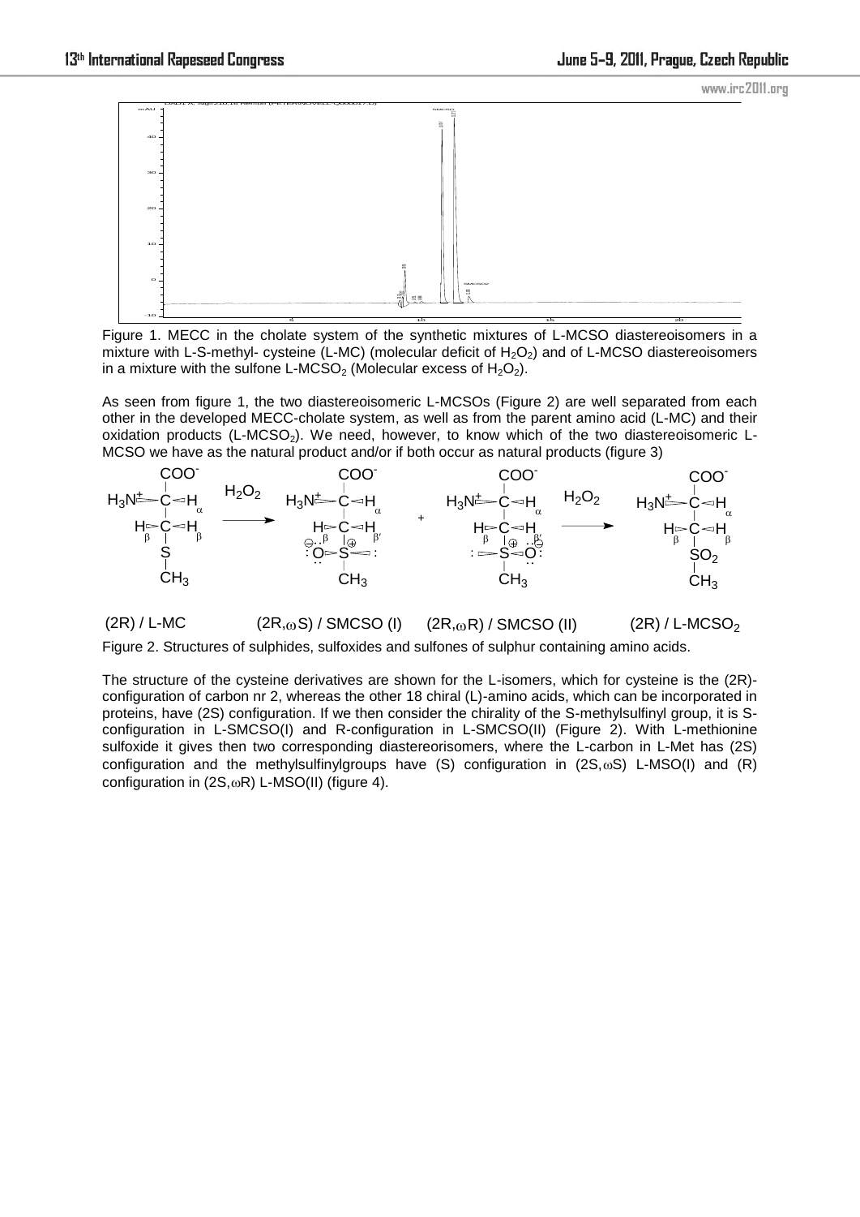Figure 1. MECC in the cholate system of the synthetic mixtures of L-MCSO diastereoisomers in a mixture with L-S-methyl- cysteine (L-MC) (molecular deficit of $H_2O_2$) and of L-MCSO diastereoisomers in a mixture with the sulfone L-$MCSO_2$ (Molecular excess of $H_2O_2$).

As seen from figure 1, the two diastereoisomeric L-MCSOs (Figure 2) are well separated from each other in the developed MECC-cholate system, as well as from the parent amino acid (L-MC) and their oxidation products (L-$MCSO_2$). We need, however, to know which of the two diastereoisomeric L-MCSO we have as the natural product and/or if both occur as natural products (figure 3)

(2R) / L-MC (2R,ωS) / SMCSO (I) (2R,ωR) / SMCSO (II) (2R) / L-$MCSO_2$

Figure 2. Structures of sulphides, sulfoxides and sulfones of sulphur containing amino acids.

The structure of the cysteine derivatives are shown for the L-isomers, which for cysteine is the (2R)-configuration of carbon nr 2, whereas the other 18 chiral (L)-amino acids, which can be incorporated in proteins, have (2S) configuration. If we then consider the chirality of the S-methylsulfinyl group, it is S-configuration in L-SMCSO(I) and R-configuration in L-SMCSO(II) (Figure 2). With L-methionine sulfoxide it gives then two corresponding diastereorisomers, where the L-carbon in L-Met has (2S) configuration and the methylsulfinylgroups have (S) configuration in (2S,ωS) L-MSO(I) and (R) configuration in (2S,ωR) L-MSO(II) (figure 4).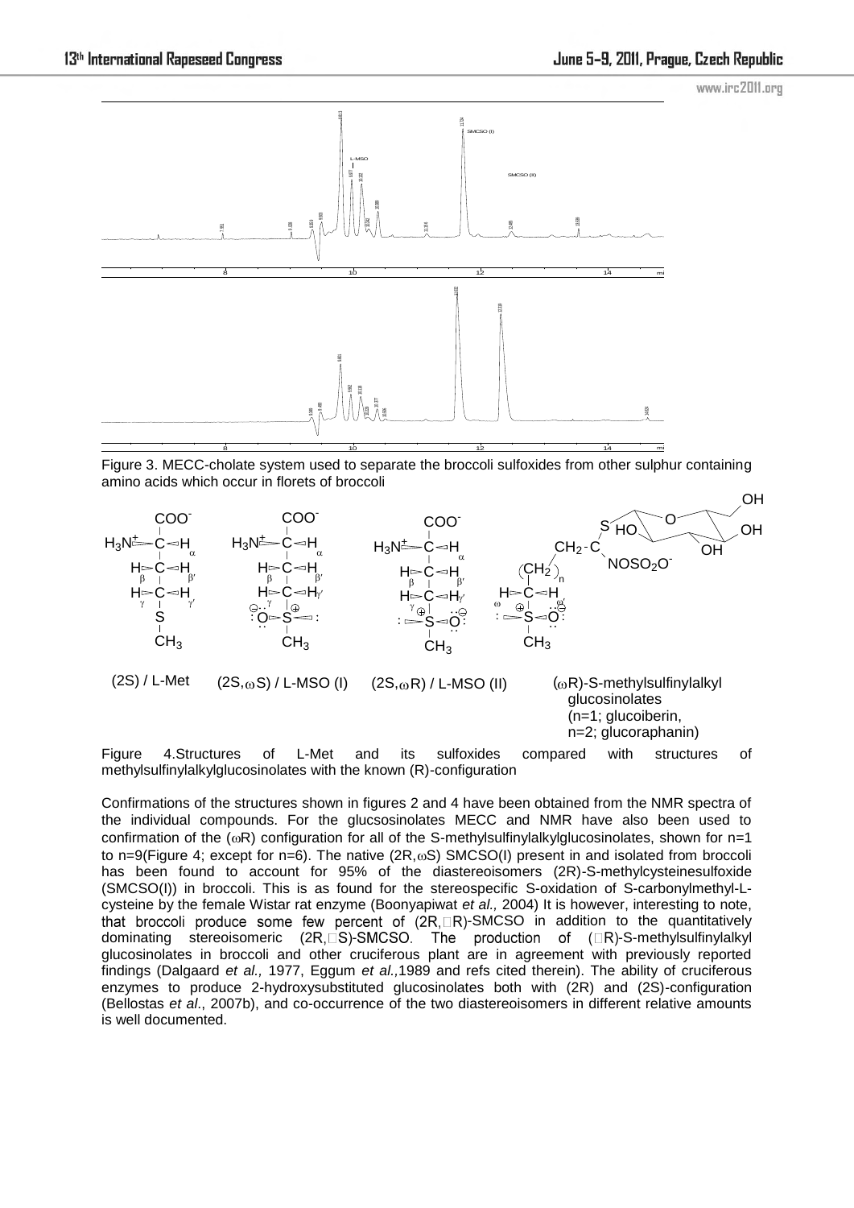Figure 3. MECC-cholate system used to separate the broccoli sulfoxides from other sulphur containing amino acids which occur in florets of broccoli

Figure 4. Structures of L-Met and its sulfoxides compared with structures of methylsulfinylalkylglucosinolates with the known (R)-configuration

Confirmations of the structures shown in figures 2 and 4 have been obtained from the NMR spectra of the individual compounds. For the glucsosinolates MECC and NMR have also been used to confirmation of the (ωR) configuration for all of the S-methylsulfinylalkylglucosinolates, shown for n=1 to n=9(Figure 4; except for n=6). The native (2R,ωS) SMCSO(I) present in and isolated from broccoli has been found to account for 95% of the diastereoisomers (2R)-S-methylcysteinesulfoxide (SMCSO(I)) in broccoli. This is as found for the stereospecific S-oxidation of S-carbonylmethyl-L-cysteine by the female Wistar rat enzyme (Boonyapiwat *et al.,* 2004) It is however, interesting to note, that broccoli produce some few percent of (2R,□R)-SMCSO in addition to the quantitatively dominating stereoisomeric (2R,□S)-SMCSO. The production of (□R)-S-methylsulfinylalkyl glucosinolates in broccoli and other cruciferous plant are in agreement with previously reported findings (Dalgaard *et al.,* 1977, Eggum *et al.,*1989 and refs cited therein). The ability of cruciferous enzymes to produce 2-hydroxysubstituted glucosinolates both with (2R) and (2S)-configuration (Bellostas *et al*., 2007b), and co-occurrence of the two diastereoisomers in different relative amounts is well documented.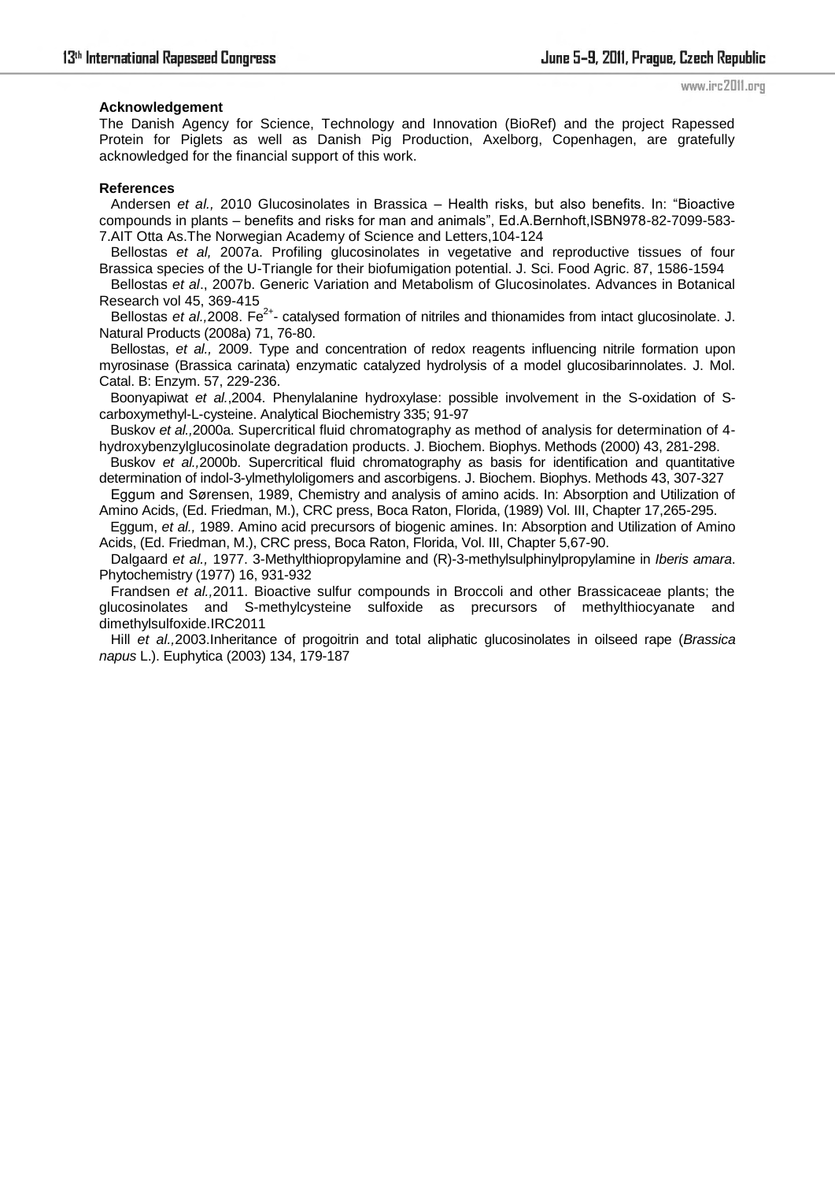**Acknowledgement**

The Danish Agency for Science, Technology and Innovation (BioRef) and the project Rapessed Protein for Piglets as well as Danish Pig Production, Axelborg, Copenhagen, are gratefully acknowledged for the financial support of this work.

**References**

Andersen *et al.,* 2010 Glucosinolates in Brassica – Health risks, but also benefits. In: "Bioactive compounds in plants – benefits and risks for man and animals", Ed.A.Bernhoft,ISBN978-82-7099-583-7.AIT Otta As.The Norwegian Academy of Science and Letters,104-124

Bellostas *et al,* 2007a. Profiling glucosinolates in vegetative and reproductive tissues of four Brassica species of the U-Triangle for their biofumigation potential. J. Sci. Food Agric. 87, 1586-1594

Bellostas *et al*., 2007b. Generic Variation and Metabolism of Glucosinolates. Advances in Botanical Research vol 45, 369-415

Bellostas *et al.,*2008. $Fe^{2+}$- catalysed formation of nitriles and thionamides from intact glucosinolate. J. Natural Products (2008a) 71, 76-80.

Bellostas, *et al.,* 2009. Type and concentration of redox reagents influencing nitrile formation upon myrosinase (Brassica carinata) enzymatic catalyzed hydrolysis of a model glucosibarinnolates. J. Mol. Catal. B: Enzym. 57, 229-236.

Boonyapiwat *et al.*,2004. Phenylalanine hydroxylase: possible involvement in the S-oxidation of S-carboxymethyl-L-cysteine. Analytical Biochemistry 335; 91-97

Buskov *et al.,*2000a. Supercritical fluid chromatography as method of analysis for determination of 4-hydroxybenzylglucosinolate degradation products. J. Biochem. Biophys. Methods (2000) 43, 281-298.

Buskov *et al.,*2000b. Supercritical fluid chromatography as basis for identification and quantitative determination of indol-3-ylmethyloligomers and ascorbigens. J. Biochem. Biophys. Methods 43, 307-327

Eggum and Sørensen, 1989, Chemistry and analysis of amino acids. In: Absorption and Utilization of Amino Acids, (Ed. Friedman, M.), CRC press, Boca Raton, Florida, (1989) Vol. III, Chapter 17,265-295.

Eggum, *et al.,* 1989. Amino acid precursors of biogenic amines. In: Absorption and Utilization of Amino Acids, (Ed. Friedman, M.), CRC press, Boca Raton, Florida, Vol. III, Chapter 5,67-90.

Dalgaard *et al.,* 1977. 3-Methylthiopropylamine and (R)-3-methylsulphinylpropylamine in *Iberis amara*. Phytochemistry (1977) 16, 931-932

Frandsen *et al.,*2011. Bioactive sulfur compounds in Broccoli and other Brassicaceae plants; the glucosinolates and S-methylcysteine sulfoxide as precursors of methylthiocyanate and dimethylsulfoxide.IRC2011

Hill *et al.,*2003.Inheritance of progoitrin and total aliphatic glucosinolates in oilseed rape (*Brassica napus* L.). Euphytica (2003) 134, 179-187